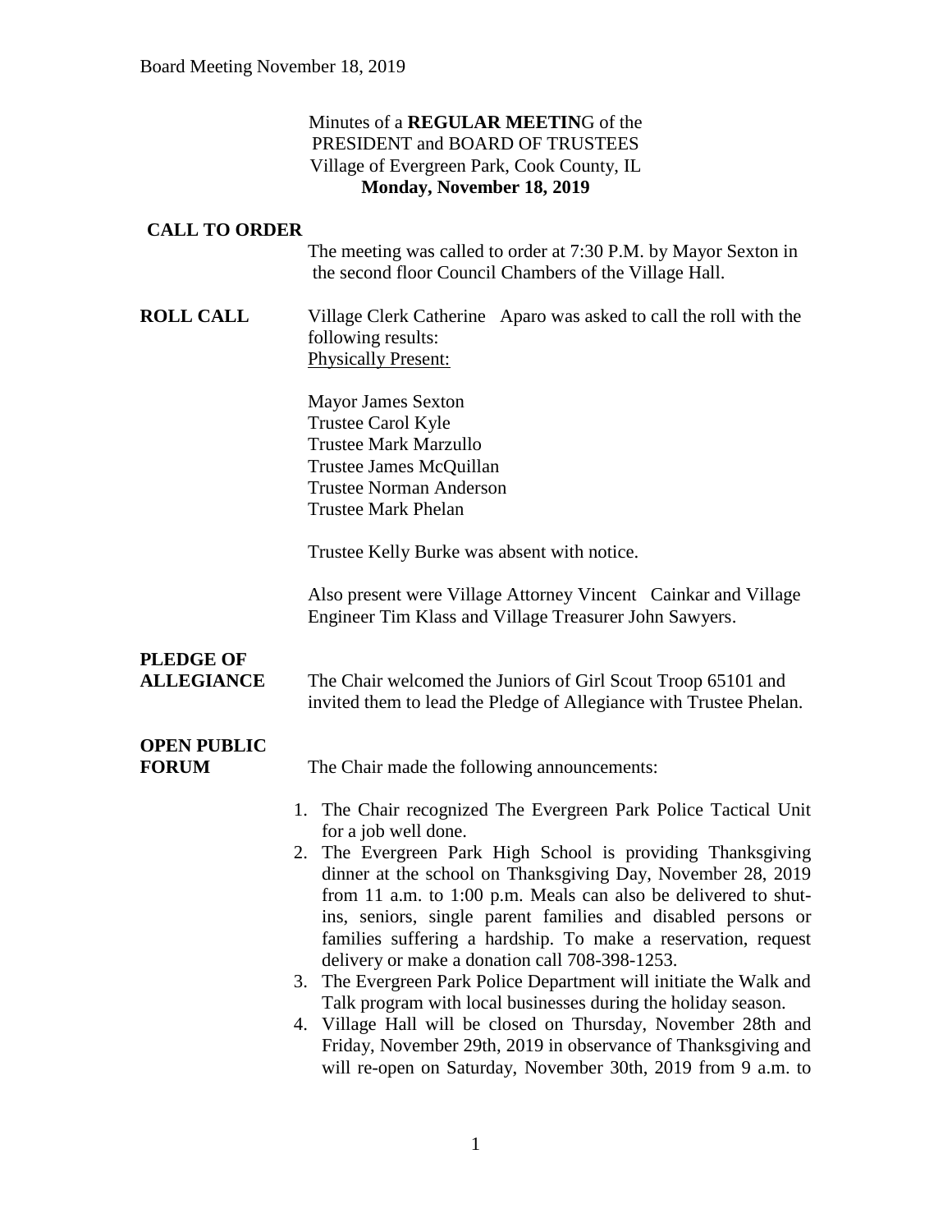Minutes of a **REGULAR MEETIN**G of the
PRESIDENT and BOARD OF TRUSTEES
Village of Evergreen Park, Cook County, IL
**Monday, November 18, 2019**

**CALL TO ORDER**

The meeting was called to order at 7:30 P.M. by Mayor Sexton in the second floor Council Chambers of the Village Hall.

**ROLL CALL**

Village Clerk Catherine Aparo was asked to call the roll with the following results:

Physically Present:

Mayor James Sexton
Trustee Carol Kyle
Trustee Mark Marzullo
Trustee James McQuillan
Trustee Norman Anderson
Trustee Mark Phelan

Trustee Kelly Burke was absent with notice.

Also present were Village Attorney Vincent Cainkar and Village Engineer Tim Klass and Village Treasurer John Sawyers.

**PLEDGE OF ALLEGIANCE**

The Chair welcomed the Juniors of Girl Scout Troop 65101 and invited them to lead the Pledge of Allegiance with Trustee Phelan.

**OPEN PUBLIC FORUM**

The Chair made the following announcements:

1. The Chair recognized The Evergreen Park Police Tactical Unit for a job well done.
2. The Evergreen Park High School is providing Thanksgiving dinner at the school on Thanksgiving Day, November 28, 2019 from 11 a.m. to 1:00 p.m. Meals can also be delivered to shut-ins, seniors, single parent families and disabled persons or families suffering a hardship. To make a reservation, request delivery or make a donation call 708-398-1253.
3. The Evergreen Park Police Department will initiate the Walk and Talk program with local businesses during the holiday season.
4. Village Hall will be closed on Thursday, November 28th and Friday, November 29th, 2019 in observance of Thanksgiving and will re-open on Saturday, November 30th, 2019 from 9 a.m. to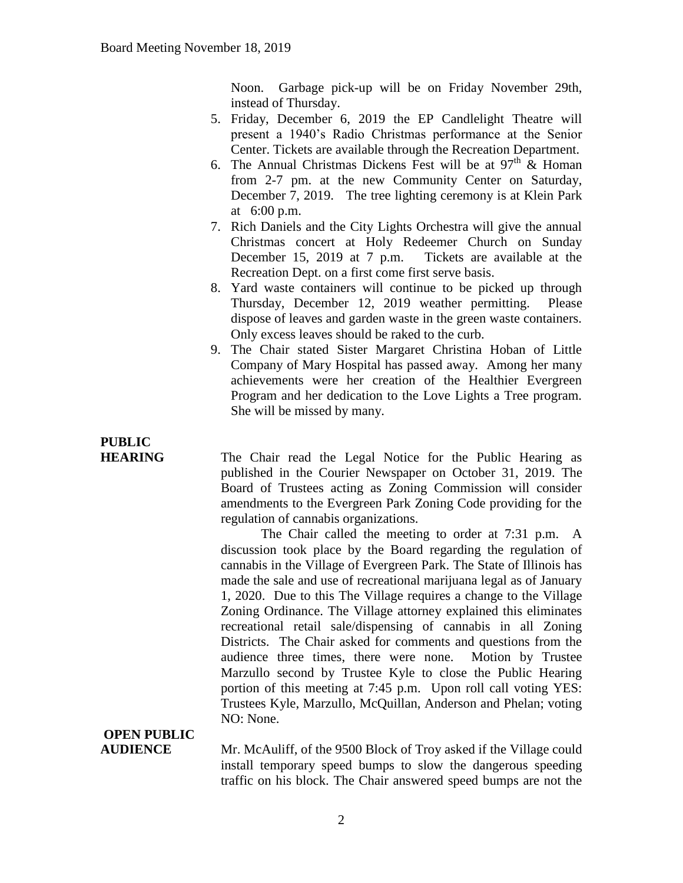Noon. Garbage pick-up will be on Friday November 29th, instead of Thursday.

5. Friday, December 6, 2019 the EP Candlelight Theatre will present a 1940's Radio Christmas performance at the Senior Center. Tickets are available through the Recreation Department.
6. The Annual Christmas Dickens Fest will be at 97th & Homan from 2-7 pm. at the new Community Center on Saturday, December 7, 2019. The tree lighting ceremony is at Klein Park at 6:00 p.m.
7. Rich Daniels and the City Lights Orchestra will give the annual Christmas concert at Holy Redeemer Church on Sunday December 15, 2019 at 7 p.m. Tickets are available at the Recreation Dept. on a first come first serve basis.
8. Yard waste containers will continue to be picked up through Thursday, December 12, 2019 weather permitting. Please dispose of leaves and garden waste in the green waste containers. Only excess leaves should be raked to the curb.
9. The Chair stated Sister Margaret Christina Hoban of Little Company of Mary Hospital has passed away. Among her many achievements were her creation of the Healthier Evergreen Program and her dedication to the Love Lights a Tree program. She will be missed by many.

**PUBLIC HEARING**

The Chair read the Legal Notice for the Public Hearing as published in the Courier Newspaper on October 31, 2019. The Board of Trustees acting as Zoning Commission will consider amendments to the Evergreen Park Zoning Code providing for the regulation of cannabis organizations.

The Chair called the meeting to order at 7:31 p.m. A discussion took place by the Board regarding the regulation of cannabis in the Village of Evergreen Park. The State of Illinois has made the sale and use of recreational marijuana legal as of January 1, 2020. Due to this The Village requires a change to the Village Zoning Ordinance. The Village attorney explained this eliminates recreational retail sale/dispensing of cannabis in all Zoning Districts. The Chair asked for comments and questions from the audience three times, there were none. Motion by Trustee Marzullo second by Trustee Kyle to close the Public Hearing portion of this meeting at 7:45 p.m. Upon roll call voting YES: Trustees Kyle, Marzullo, McQuillan, Anderson and Phelan; voting NO: None.

**OPEN PUBLIC AUDIENCE**

Mr. McAuliff, of the 9500 Block of Troy asked if the Village could install temporary speed bumps to slow the dangerous speeding traffic on his block. The Chair answered speed bumps are not the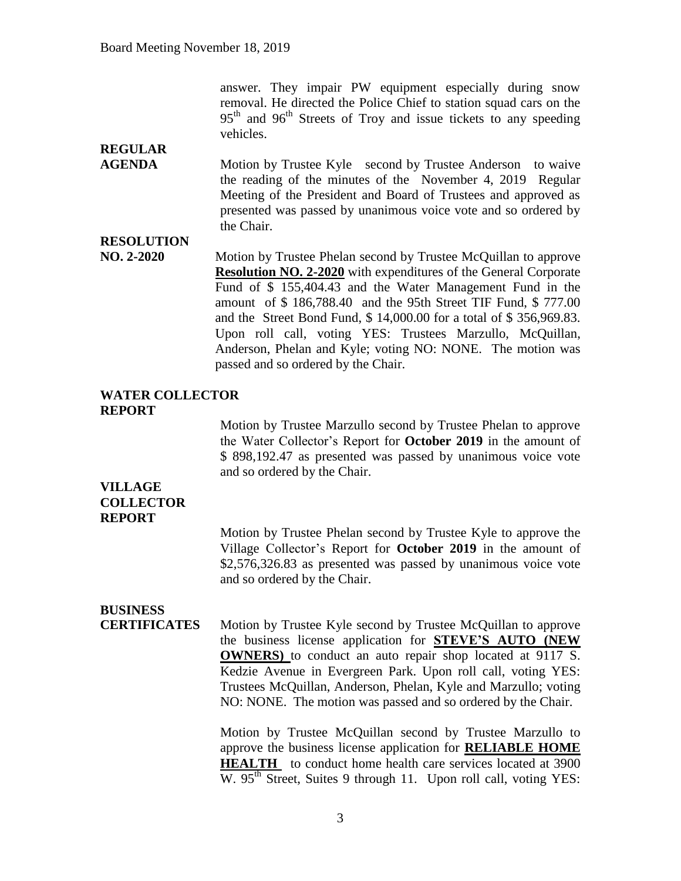answer. They impair PW equipment especially during snow removal. He directed the Police Chief to station squad cars on the 95th and 96th Streets of Troy and issue tickets to any speeding vehicles.

**REGULAR AGENDA**

Motion by Trustee Kyle second by Trustee Anderson to waive the reading of the minutes of the November 4, 2019 Regular Meeting of the President and Board of Trustees and approved as presented was passed by unanimous voice vote and so ordered by the Chair.

**RESOLUTION NO. 2-2020**

Motion by Trustee Phelan second by Trustee McQuillan to approve **Resolution NO. 2-2020** with expenditures of the General Corporate Fund of $ 155,404.43 and the Water Management Fund in the amount of $ 186,788.40 and the 95th Street TIF Fund, $ 777.00 and the Street Bond Fund, $ 14,000.00 for a total of $ 356,969.83. Upon roll call, voting YES: Trustees Marzullo, McQuillan, Anderson, Phelan and Kyle; voting NO: NONE. The motion was passed and so ordered by the Chair.

**WATER COLLECTOR REPORT**

Motion by Trustee Marzullo second by Trustee Phelan to approve the Water Collector's Report for **October 2019** in the amount of $ 898,192.47 as presented was passed by unanimous voice vote and so ordered by the Chair.

**VILLAGE COLLECTOR REPORT**

Motion by Trustee Phelan second by Trustee Kyle to approve the Village Collector's Report for **October 2019** in the amount of $2,576,326.83 as presented was passed by unanimous voice vote and so ordered by the Chair.

**BUSINESS CERTIFICATES**

Motion by Trustee Kyle second by Trustee McQuillan to approve the business license application for **STEVE'S AUTO (NEW OWNERS)** to conduct an auto repair shop located at 9117 S. Kedzie Avenue in Evergreen Park. Upon roll call, voting YES: Trustees McQuillan, Anderson, Phelan, Kyle and Marzullo; voting NO: NONE. The motion was passed and so ordered by the Chair.

Motion by Trustee McQuillan second by Trustee Marzullo to approve the business license application for **RELIABLE HOME HEALTH** to conduct home health care services located at 3900 W. 95th Street, Suites 9 through 11. Upon roll call, voting YES: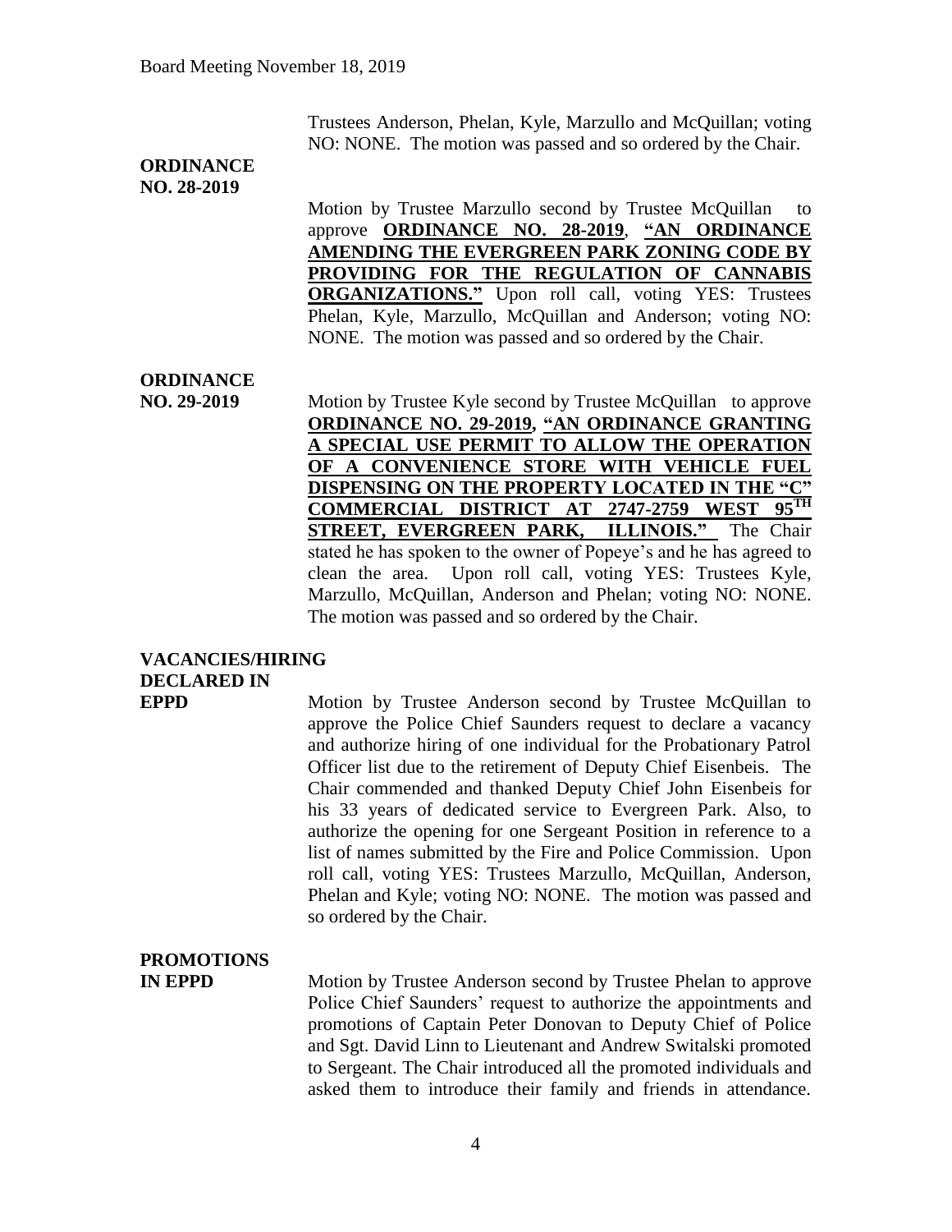Trustees Anderson, Phelan, Kyle, Marzullo and McQuillan; voting NO: NONE. The motion was passed and so ordered by the Chair.

**ORDINANCE NO. 28-2019**

Motion by Trustee Marzullo second by Trustee McQuillan to approve **ORDINANCE NO. 28-2019**, **"AN ORDINANCE AMENDING THE EVERGREEN PARK ZONING CODE BY PROVIDING FOR THE REGULATION OF CANNABIS ORGANIZATIONS."** Upon roll call, voting YES: Trustees Phelan, Kyle, Marzullo, McQuillan and Anderson; voting NO: NONE. The motion was passed and so ordered by the Chair.

**ORDINANCE NO. 29-2019**

Motion by Trustee Kyle second by Trustee McQuillan to approve **ORDINANCE NO. 29-2019, "AN ORDINANCE GRANTING A SPECIAL USE PERMIT TO ALLOW THE OPERATION OF A CONVENIENCE STORE WITH VEHICLE FUEL DISPENSING ON THE PROPERTY LOCATED IN THE "C" COMMERCIAL DISTRICT AT 2747-2759 WEST 95TH STREET, EVERGREEN PARK, ILLINOIS."** The Chair stated he has spoken to the owner of Popeye's and he has agreed to clean the area. Upon roll call, voting YES: Trustees Kyle, Marzullo, McQuillan, Anderson and Phelan; voting NO: NONE. The motion was passed and so ordered by the Chair.

**VACANCIES/HIRING DECLARED IN EPPD**

Motion by Trustee Anderson second by Trustee McQuillan to approve the Police Chief Saunders request to declare a vacancy and authorize hiring of one individual for the Probationary Patrol Officer list due to the retirement of Deputy Chief Eisenbeis. The Chair commended and thanked Deputy Chief John Eisenbeis for his 33 years of dedicated service to Evergreen Park. Also, to authorize the opening for one Sergeant Position in reference to a list of names submitted by the Fire and Police Commission. Upon roll call, voting YES: Trustees Marzullo, McQuillan, Anderson, Phelan and Kyle; voting NO: NONE. The motion was passed and so ordered by the Chair.

**PROMOTIONS IN EPPD**

Motion by Trustee Anderson second by Trustee Phelan to approve Police Chief Saunders' request to authorize the appointments and promotions of Captain Peter Donovan to Deputy Chief of Police and Sgt. David Linn to Lieutenant and Andrew Switalski promoted to Sergeant. The Chair introduced all the promoted individuals and asked them to introduce their family and friends in attendance.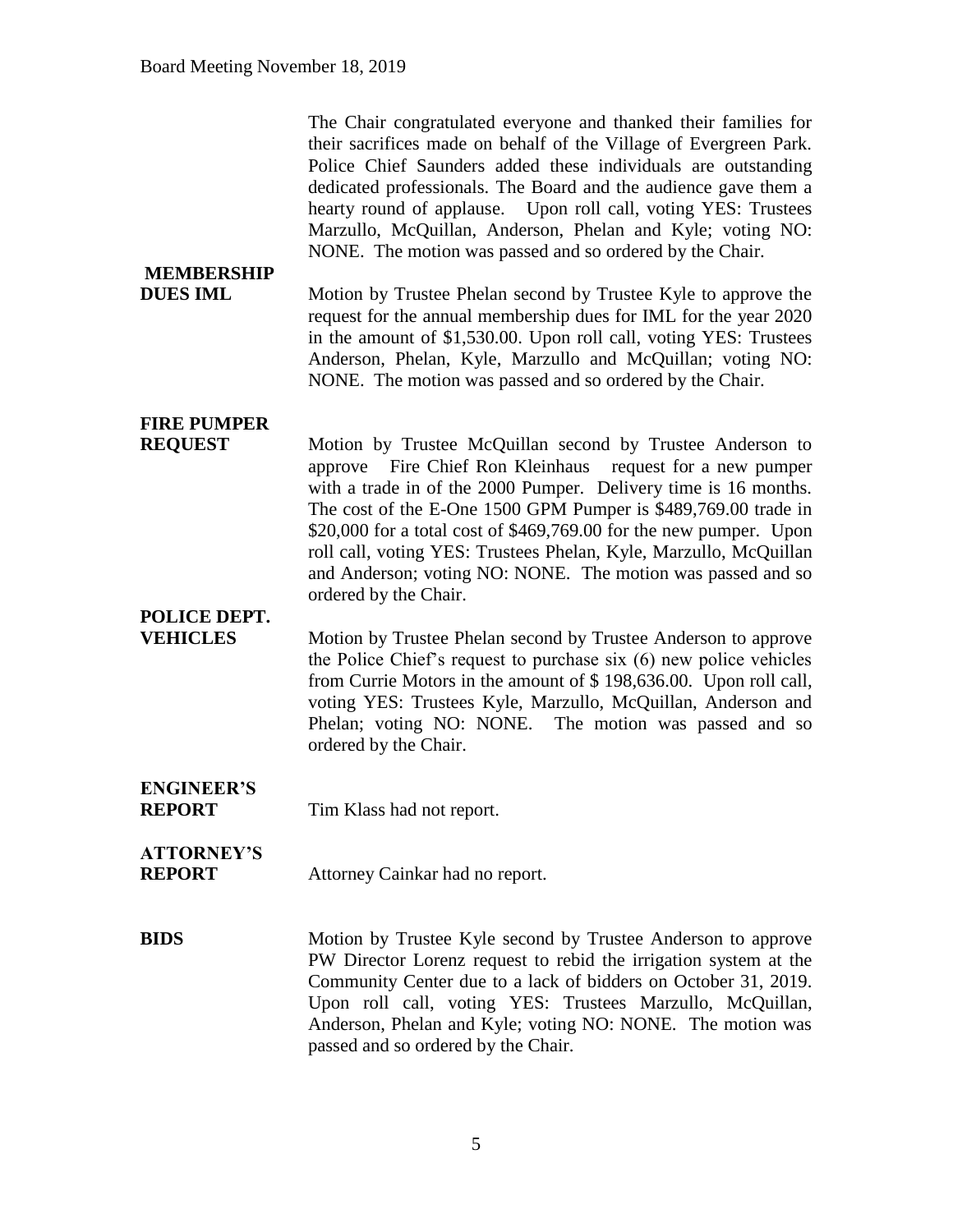The Chair congratulated everyone and thanked their families for their sacrifices made on behalf of the Village of Evergreen Park. Police Chief Saunders added these individuals are outstanding dedicated professionals. The Board and the audience gave them a hearty round of applause. Upon roll call, voting YES: Trustees Marzullo, McQuillan, Anderson, Phelan and Kyle; voting NO: NONE. The motion was passed and so ordered by the Chair.

**MEMBERSHIP DUES IML**

Motion by Trustee Phelan second by Trustee Kyle to approve the request for the annual membership dues for IML for the year 2020 in the amount of $1,530.00. Upon roll call, voting YES: Trustees Anderson, Phelan, Kyle, Marzullo and McQuillan; voting NO: NONE. The motion was passed and so ordered by the Chair.

**FIRE PUMPER REQUEST**

Motion by Trustee McQuillan second by Trustee Anderson to approve Fire Chief Ron Kleinhaus request for a new pumper with a trade in of the 2000 Pumper. Delivery time is 16 months. The cost of the E-One 1500 GPM Pumper is $489,769.00 trade in $20,000 for a total cost of $469,769.00 for the new pumper. Upon roll call, voting YES: Trustees Phelan, Kyle, Marzullo, McQuillan and Anderson; voting NO: NONE. The motion was passed and so ordered by the Chair.

**POLICE DEPT. VEHICLES**

Motion by Trustee Phelan second by Trustee Anderson to approve the Police Chief's request to purchase six (6) new police vehicles from Currie Motors in the amount of $ 198,636.00. Upon roll call, voting YES: Trustees Kyle, Marzullo, McQuillan, Anderson and Phelan; voting NO: NONE. The motion was passed and so ordered by the Chair.

**ENGINEER'S REPORT**

Tim Klass had not report.

**ATTORNEY'S REPORT**

Attorney Cainkar had no report.

**BIDS**

Motion by Trustee Kyle second by Trustee Anderson to approve PW Director Lorenz request to rebid the irrigation system at the Community Center due to a lack of bidders on October 31, 2019. Upon roll call, voting YES: Trustees Marzullo, McQuillan, Anderson, Phelan and Kyle; voting NO: NONE. The motion was passed and so ordered by the Chair.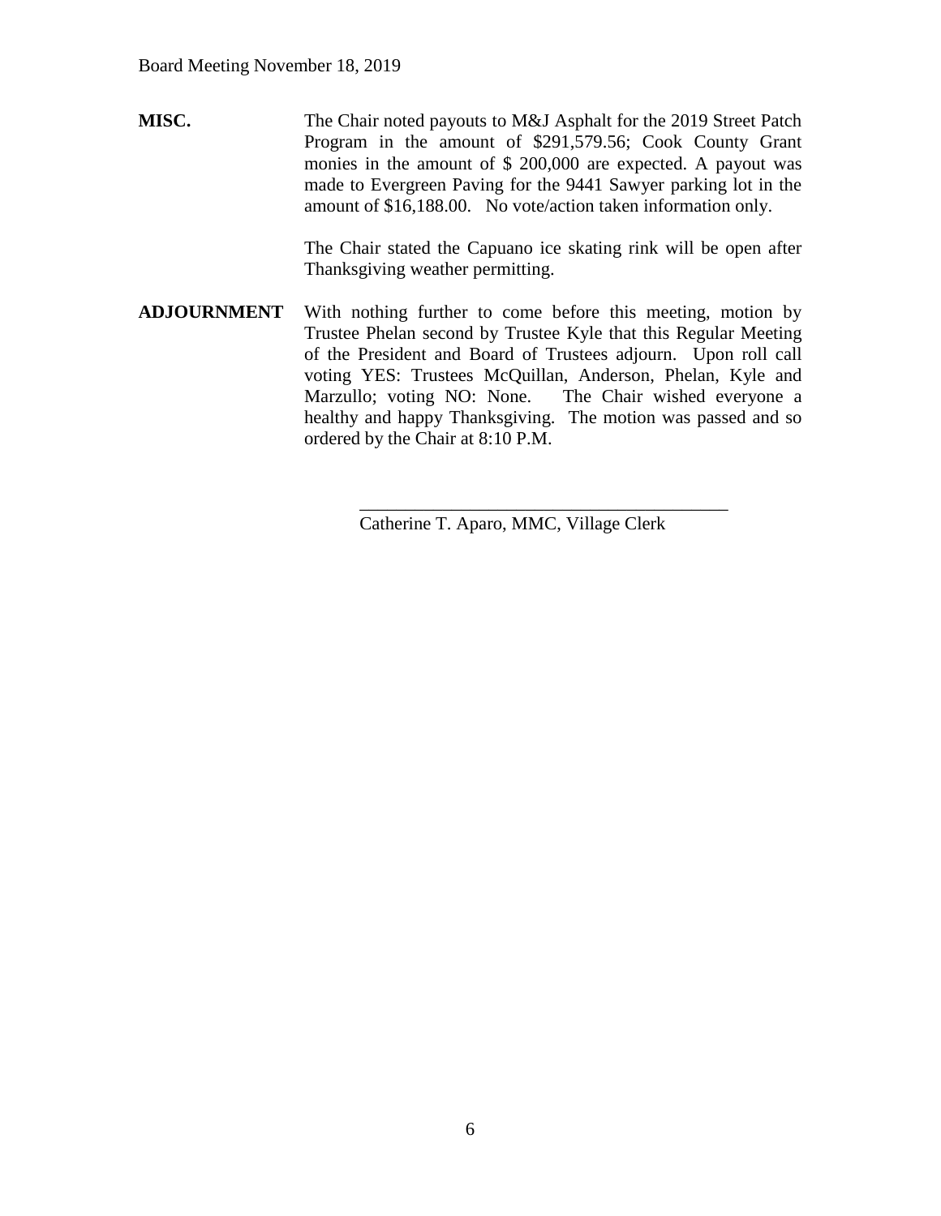**MISC.** The Chair noted payouts to M&J Asphalt for the 2019 Street Patch Program in the amount of $291,579.56; Cook County Grant monies in the amount of $ 200,000 are expected. A payout was made to Evergreen Paving for the 9441 Sawyer parking lot in the amount of $16,188.00. No vote/action taken information only.

The Chair stated the Capuano ice skating rink will be open after Thanksgiving weather permitting.

**ADJOURNMENT** With nothing further to come before this meeting, motion by Trustee Phelan second by Trustee Kyle that this Regular Meeting of the President and Board of Trustees adjourn. Upon roll call voting YES: Trustees McQuillan, Anderson, Phelan, Kyle and Marzullo; voting NO: None. The Chair wished everyone a healthy and happy Thanksgiving. The motion was passed and so ordered by the Chair at 8:10 P.M.

\_\_\_\_\_\_\_\_\_\_\_\_\_\_\_\_\_\_\_\_\_\_\_\_\_\_\_\_\_\_\_\_\_\_\_\_\_\_\_\_

Catherine T. Aparo, MMC, Village Clerk